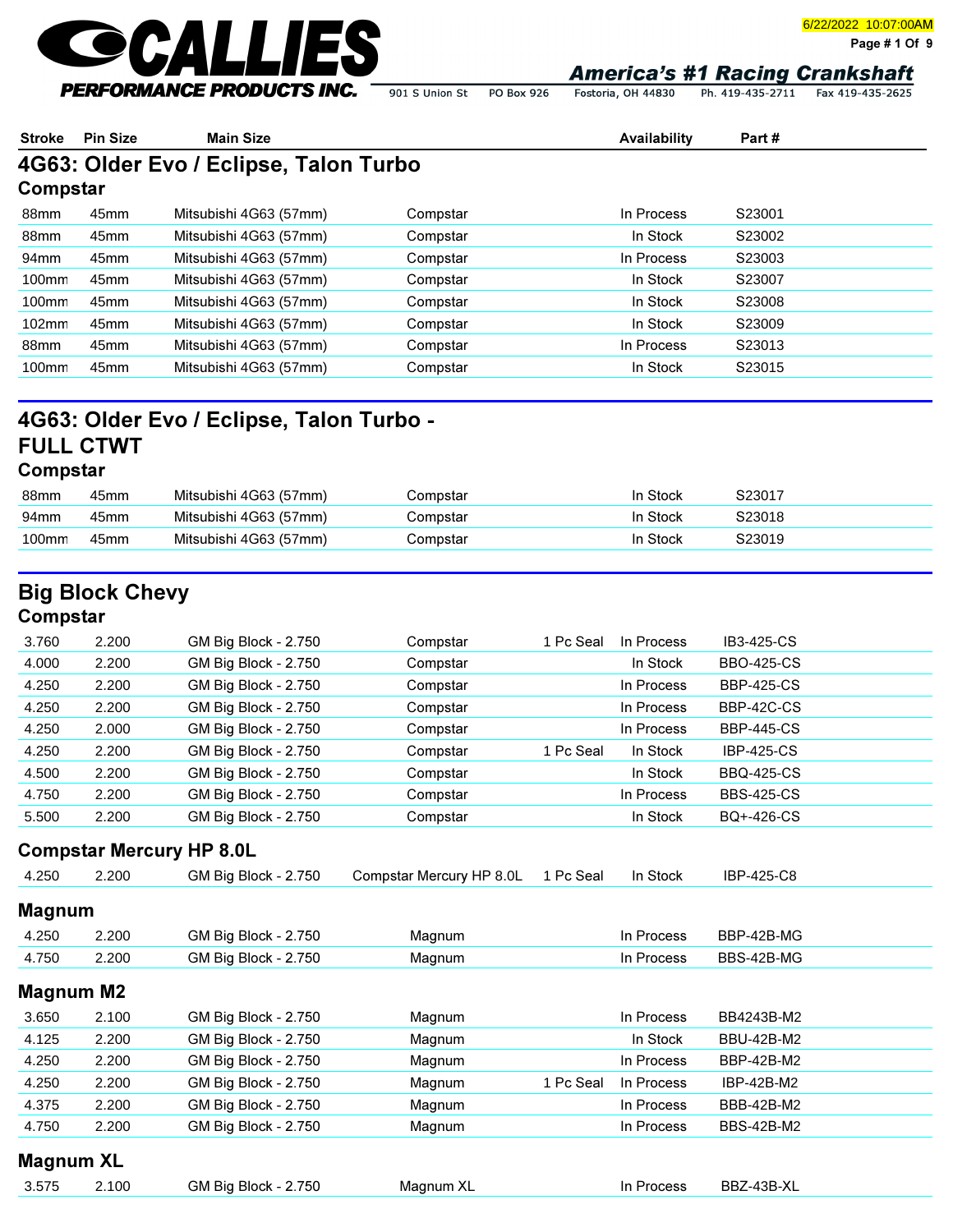# CALLIES PERFORMANCE PRODUCTS INC.

*America's #1 Racing Crankshaft*

901 S Union St PO Box 926 Fostoria, OH 44830 Ph. 419-435-2711 Fax 419-435-2625

6/22/2022 10:07:00AM

| Stroke | Pin Size | Main Size | | | Availability | Part # |
|---|---|---|---|---|---|---|

## 4G63: Older Evo / Eclipse, Talon Turbo

### Compstar

| Stroke | Pin Size | Main Size | | | Availability | Part # |
|---|---|---|---|---|---|---|
| 88mm | 45mm | Mitsubishi 4G63 (57mm) | Compstar | | In Process | S23001 |
| 88mm | 45mm | Mitsubishi 4G63 (57mm) | Compstar | | In Stock | S23002 |
| 94mm | 45mm | Mitsubishi 4G63 (57mm) | Compstar | | In Process | S23003 |
| 100mm | 45mm | Mitsubishi 4G63 (57mm) | Compstar | | In Stock | S23007 |
| 100mm | 45mm | Mitsubishi 4G63 (57mm) | Compstar | | In Stock | S23008 |
| 102mm | 45mm | Mitsubishi 4G63 (57mm) | Compstar | | In Stock | S23009 |
| 88mm | 45mm | Mitsubishi 4G63 (57mm) | Compstar | | In Process | S23013 |
| 100mm | 45mm | Mitsubishi 4G63 (57mm) | Compstar | | In Stock | S23015 |

## 4G63: Older Evo / Eclipse, Talon Turbo - FULL CTWT

### Compstar

| Stroke | Pin Size | Main Size | | | Availability | Part # |
|---|---|---|---|---|---|---|
| 88mm | 45mm | Mitsubishi 4G63 (57mm) | Compstar | | In Stock | S23017 |
| 94mm | 45mm | Mitsubishi 4G63 (57mm) | Compstar | | In Stock | S23018 |
| 100mm | 45mm | Mitsubishi 4G63 (57mm) | Compstar | | In Stock | S23019 |

## Big Block Chevy

### Compstar

| Stroke | Pin Size | Main Size | | | Availability | Part # |
|---|---|---|---|---|---|---|
| 3.760 | 2.200 | GM Big Block - 2.750 | Compstar | 1 Pc Seal | In Process | IB3-425-CS |
| 4.000 | 2.200 | GM Big Block - 2.750 | Compstar | | In Stock | BBO-425-CS |
| 4.250 | 2.200 | GM Big Block - 2.750 | Compstar | | In Process | BBP-425-CS |
| 4.250 | 2.200 | GM Big Block - 2.750 | Compstar | | In Process | BBP-42C-CS |
| 4.250 | 2.000 | GM Big Block - 2.750 | Compstar | | In Process | BBP-445-CS |
| 4.250 | 2.200 | GM Big Block - 2.750 | Compstar | 1 Pc Seal | In Stock | IBP-425-CS |
| 4.500 | 2.200 | GM Big Block - 2.750 | Compstar | | In Stock | BBQ-425-CS |
| 4.750 | 2.200 | GM Big Block - 2.750 | Compstar | | In Process | BBS-425-CS |
| 5.500 | 2.200 | GM Big Block - 2.750 | Compstar | | In Stock | BQ+-426-CS |

### Compstar Mercury HP 8.0L

| Stroke | Pin Size | Main Size | | | Availability | Part # |
|---|---|---|---|---|---|---|
| 4.250 | 2.200 | GM Big Block - 2.750 | Compstar Mercury HP 8.0L | 1 Pc Seal | In Stock | IBP-425-C8 |

### Magnum

| Stroke | Pin Size | Main Size | | | Availability | Part # |
|---|---|---|---|---|---|---|
| 4.250 | 2.200 | GM Big Block - 2.750 | Magnum | | In Process | BBP-42B-MG |
| 4.750 | 2.200 | GM Big Block - 2.750 | Magnum | | In Process | BBS-42B-MG |

### Magnum M2

| Stroke | Pin Size | Main Size | | | Availability | Part # |
|---|---|---|---|---|---|---|
| 3.650 | 2.100 | GM Big Block - 2.750 | Magnum | | In Process | BB4243B-M2 |
| 4.125 | 2.200 | GM Big Block - 2.750 | Magnum | | In Stock | BBU-42B-M2 |
| 4.250 | 2.200 | GM Big Block - 2.750 | Magnum | | In Process | BBP-42B-M2 |
| 4.250 | 2.200 | GM Big Block - 2.750 | Magnum | 1 Pc Seal | In Process | IBP-42B-M2 |
| 4.375 | 2.200 | GM Big Block - 2.750 | Magnum | | In Process | BBB-42B-M2 |
| 4.750 | 2.200 | GM Big Block - 2.750 | Magnum | | In Process | BBS-42B-M2 |

### Magnum XL

| Stroke | Pin Size | Main Size | | | Availability | Part # |
|---|---|---|---|---|---|---|
| 3.575 | 2.100 | GM Big Block - 2.750 | Magnum XL | | In Process | BBZ-43B-XL |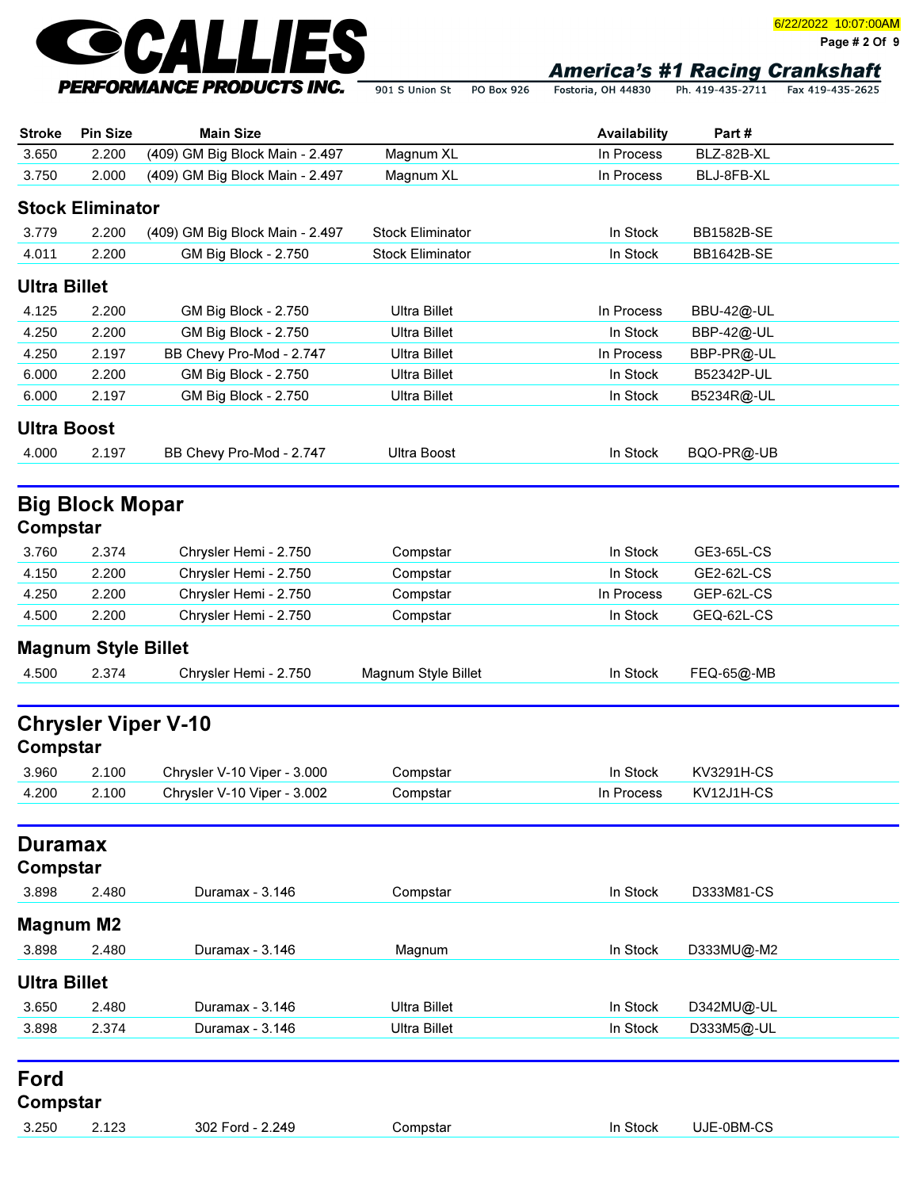| Stroke | Pin Size | Main Size | | Availability | Part # |
|---|---|---|---|---|---|
| 3.650 | 2.200 | (409) GM Big Block Main - 2.497 | Magnum XL | In Process | BLZ-82B-XL |
| 3.750 | 2.000 | (409) GM Big Block Main - 2.497 | Magnum XL | In Process | BLJ-8FB-XL |

### Stock Eliminator

| Stroke | Pin Size | Main Size | | Availability | Part # |
|---|---|---|---|---|---|
| 3.779 | 2.200 | (409) GM Big Block Main - 2.497 | Stock Eliminator | In Stock | BB1582B-SE |
| 4.011 | 2.200 | GM Big Block - 2.750 | Stock Eliminator | In Stock | BB1642B-SE |

### Ultra Billet

| Stroke | Pin Size | Main Size | | Availability | Part # |
|---|---|---|---|---|---|
| 4.125 | 2.200 | GM Big Block - 2.750 | Ultra Billet | In Process | BBU-42@-UL |
| 4.250 | 2.200 | GM Big Block - 2.750 | Ultra Billet | In Stock | BBP-42@-UL |
| 4.250 | 2.197 | BB Chevy Pro-Mod - 2.747 | Ultra Billet | In Process | BBP-PR@-UL |
| 6.000 | 2.200 | GM Big Block - 2.750 | Ultra Billet | In Stock | B52342P-UL |
| 6.000 | 2.197 | GM Big Block - 2.750 | Ultra Billet | In Stock | B5234R@-UL |

### Ultra Boost

| Stroke | Pin Size | Main Size | | Availability | Part # |
|---|---|---|---|---|---|
| 4.000 | 2.197 | BB Chevy Pro-Mod - 2.747 | Ultra Boost | In Stock | BQO-PR@-UB |

## Big Block Mopar

### Compstar

| Stroke | Pin Size | Main Size | | Availability | Part # |
|---|---|---|---|---|---|
| 3.760 | 2.374 | Chrysler Hemi - 2.750 | Compstar | In Stock | GE3-65L-CS |
| 4.150 | 2.200 | Chrysler Hemi - 2.750 | Compstar | In Stock | GE2-62L-CS |
| 4.250 | 2.200 | Chrysler Hemi - 2.750 | Compstar | In Process | GEP-62L-CS |
| 4.500 | 2.200 | Chrysler Hemi - 2.750 | Compstar | In Stock | GEQ-62L-CS |

### Magnum Style Billet

| Stroke | Pin Size | Main Size | | Availability | Part # |
|---|---|---|---|---|---|
| 4.500 | 2.374 | Chrysler Hemi - 2.750 | Magnum Style Billet | In Stock | FEQ-65@-MB |

## Chrysler Viper V-10

### Compstar

| Stroke | Pin Size | Main Size | | Availability | Part # |
|---|---|---|---|---|---|
| 3.960 | 2.100 | Chrysler V-10 Viper - 3.000 | Compstar | In Stock | KV3291H-CS |
| 4.200 | 2.100 | Chrysler V-10 Viper - 3.002 | Compstar | In Process | KV12J1H-CS |

## Duramax

### Compstar

| Stroke | Pin Size | Main Size | | Availability | Part # |
|---|---|---|---|---|---|
| 3.898 | 2.480 | Duramax - 3.146 | Compstar | In Stock | D333M81-CS |

### Magnum M2

| Stroke | Pin Size | Main Size | | Availability | Part # |
|---|---|---|---|---|---|
| 3.898 | 2.480 | Duramax - 3.146 | Magnum | In Stock | D333MU@-M2 |

### Ultra Billet

| Stroke | Pin Size | Main Size | | Availability | Part # |
|---|---|---|---|---|---|
| 3.650 | 2.480 | Duramax - 3.146 | Ultra Billet | In Stock | D342MU@-UL |
| 3.898 | 2.374 | Duramax - 3.146 | Ultra Billet | In Stock | D333M5@-UL |

## Ford

### Compstar

| Stroke | Pin Size | Main Size | | Availability | Part # |
|---|---|---|---|---|---|
| 3.250 | 2.123 | 302 Ford - 2.249 | Compstar | In Stock | UJE-0BM-CS |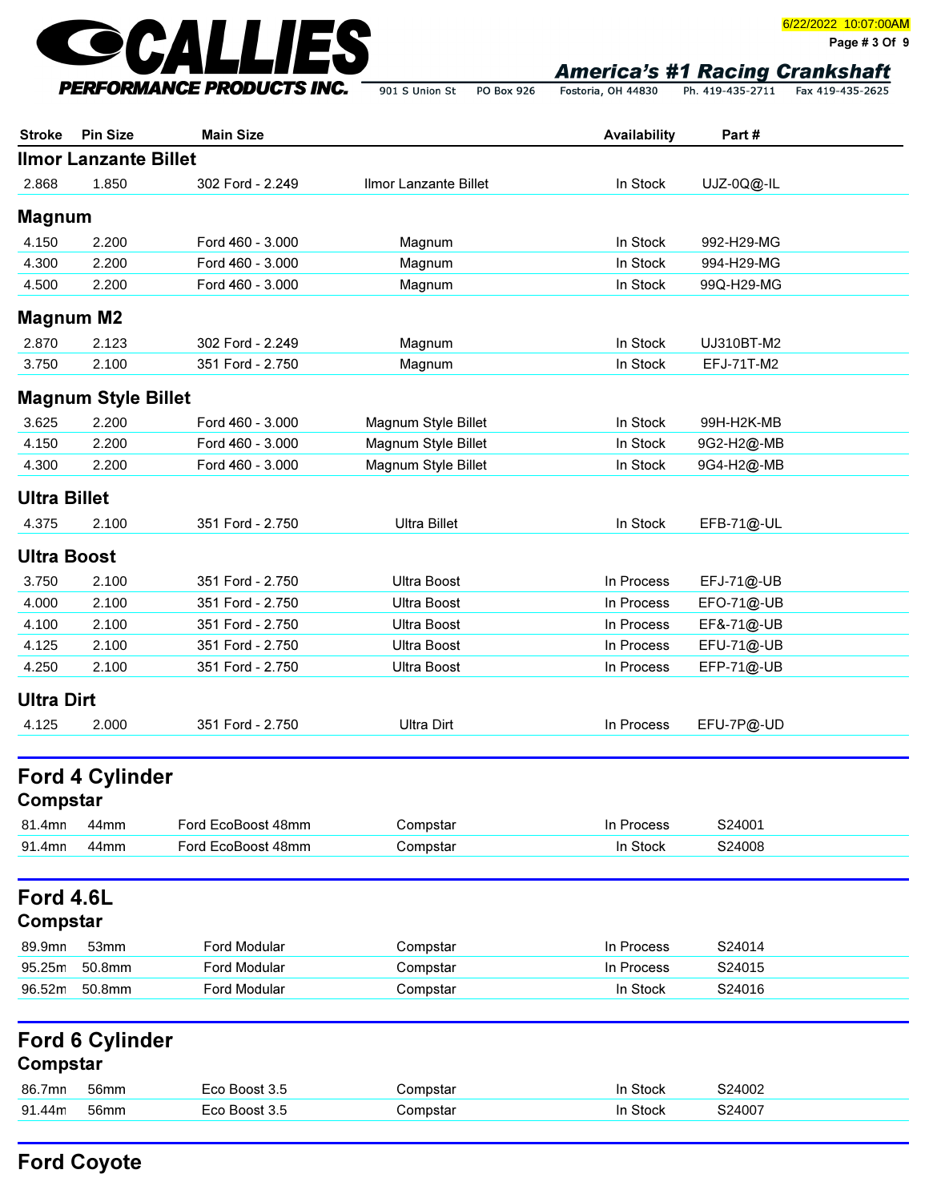| Stroke | Pin Size | Main Size | | Availability | Part # |
|---|---|---|---|---|---|

### Ilmor Lanzante Billet

| Stroke | Pin Size | Main Size | | Availability | Part # |
|---|---|---|---|---|---|
| 2.868 | 1.850 | 302 Ford - 2.249 | Ilmor Lanzante Billet | In Stock | UJZ-0Q@-IL |

### Magnum

| Stroke | Pin Size | Main Size | | Availability | Part # |
|---|---|---|---|---|---|
| 4.150 | 2.200 | Ford 460 - 3.000 | Magnum | In Stock | 992-H29-MG |
| 4.300 | 2.200 | Ford 460 - 3.000 | Magnum | In Stock | 994-H29-MG |
| 4.500 | 2.200 | Ford 460 - 3.000 | Magnum | In Stock | 99Q-H29-MG |

### Magnum M2

| Stroke | Pin Size | Main Size | | Availability | Part # |
|---|---|---|---|---|---|
| 2.870 | 2.123 | 302 Ford - 2.249 | Magnum | In Stock | UJ310BT-M2 |
| 3.750 | 2.100 | 351 Ford - 2.750 | Magnum | In Stock | EFJ-71T-M2 |

### Magnum Style Billet

| Stroke | Pin Size | Main Size | | Availability | Part # |
|---|---|---|---|---|---|
| 3.625 | 2.200 | Ford 460 - 3.000 | Magnum Style Billet | In Stock | 99H-H2K-MB |
| 4.150 | 2.200 | Ford 460 - 3.000 | Magnum Style Billet | In Stock | 9G2-H2@-MB |
| 4.300 | 2.200 | Ford 460 - 3.000 | Magnum Style Billet | In Stock | 9G4-H2@-MB |

### Ultra Billet

| Stroke | Pin Size | Main Size | | Availability | Part # |
|---|---|---|---|---|---|
| 4.375 | 2.100 | 351 Ford - 2.750 | Ultra Billet | In Stock | EFB-71@-UL |

### Ultra Boost

| Stroke | Pin Size | Main Size | | Availability | Part # |
|---|---|---|---|---|---|
| 3.750 | 2.100 | 351 Ford - 2.750 | Ultra Boost | In Process | EFJ-71@-UB |
| 4.000 | 2.100 | 351 Ford - 2.750 | Ultra Boost | In Process | EFO-71@-UB |
| 4.100 | 2.100 | 351 Ford - 2.750 | Ultra Boost | In Process | EF&-71@-UB |
| 4.125 | 2.100 | 351 Ford - 2.750 | Ultra Boost | In Process | EFU-71@-UB |
| 4.250 | 2.100 | 351 Ford - 2.750 | Ultra Boost | In Process | EFP-71@-UB |

### Ultra Dirt

| Stroke | Pin Size | Main Size | | Availability | Part # |
|---|---|---|---|---|---|
| 4.125 | 2.000 | 351 Ford - 2.750 | Ultra Dirt | In Process | EFU-7P@-UD |

## Ford 4 Cylinder

### Compstar

| Stroke | Pin Size | Main Size | | Availability | Part # |
|---|---|---|---|---|---|
| 81.4mn | 44mm | Ford EcoBoost 48mm | Compstar | In Process | S24001 |
| 91.4mn | 44mm | Ford EcoBoost 48mm | Compstar | In Stock | S24008 |

## Ford 4.6L

### Compstar

| Stroke | Pin Size | Main Size | | Availability | Part # |
|---|---|---|---|---|---|
| 89.9mn | 53mm | Ford Modular | Compstar | In Process | S24014 |
| 95.25m | 50.8mm | Ford Modular | Compstar | In Process | S24015 |
| 96.52m | 50.8mm | Ford Modular | Compstar | In Stock | S24016 |

## Ford 6 Cylinder

### Compstar

| Stroke | Pin Size | Main Size | | Availability | Part # |
|---|---|---|---|---|---|
| 86.7mn | 56mm | Eco Boost 3.5 | Compstar | In Stock | S24002 |
| 91.44m | 56mm | Eco Boost 3.5 | Compstar | In Stock | S24007 |

## Ford Coyote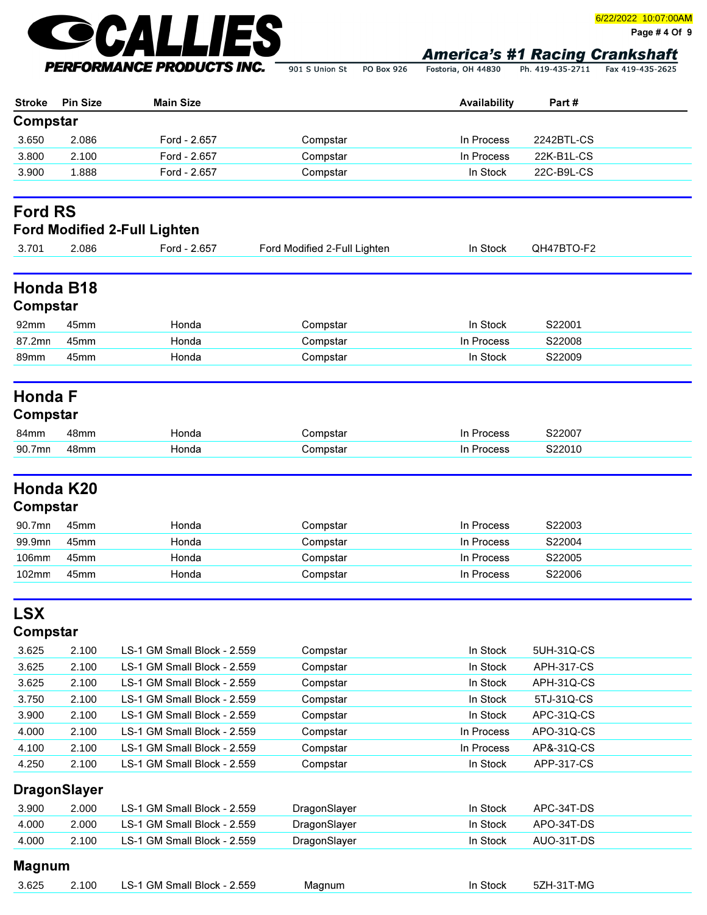| Stroke | Pin Size | Main Size | | Availability | Part # |
|---|---|---|---|---|---|

## Compstar

| Stroke | Pin Size | Main Size | | Availability | Part # |
|---|---|---|---|---|---|
| 3.650 | 2.086 | Ford - 2.657 | Compstar | In Process | 2242BTL-CS |
| 3.800 | 2.100 | Ford - 2.657 | Compstar | In Process | 22K-B1L-CS |
| 3.900 | 1.888 | Ford - 2.657 | Compstar | In Stock | 22C-B9L-CS |

## Ford RS

### Ford Modified 2-Full Lighten

| Stroke | Pin Size | Main Size | | Availability | Part # |
|---|---|---|---|---|---|
| 3.701 | 2.086 | Ford - 2.657 | Ford Modified 2-Full Lighten | In Stock | QH47BTO-F2 |

## Honda B18

### Compstar

| Stroke | Pin Size | Main Size | | Availability | Part # |
|---|---|---|---|---|---|
| 92mm | 45mm | Honda | Compstar | In Stock | S22001 |
| 87.2mn | 45mm | Honda | Compstar | In Process | S22008 |
| 89mm | 45mm | Honda | Compstar | In Stock | S22009 |

## Honda F

### Compstar

| Stroke | Pin Size | Main Size | | Availability | Part # |
|---|---|---|---|---|---|
| 84mm | 48mm | Honda | Compstar | In Process | S22007 |
| 90.7mn | 48mm | Honda | Compstar | In Process | S22010 |

## Honda K20

### Compstar

| Stroke | Pin Size | Main Size | | Availability | Part # |
|---|---|---|---|---|---|
| 90.7mn | 45mm | Honda | Compstar | In Process | S22003 |
| 99.9mn | 45mm | Honda | Compstar | In Process | S22004 |
| 106mm | 45mm | Honda | Compstar | In Process | S22005 |
| 102mm | 45mm | Honda | Compstar | In Process | S22006 |

## LSX

### Compstar

| Stroke | Pin Size | Main Size | | Availability | Part # |
|---|---|---|---|---|---|
| 3.625 | 2.100 | LS-1 GM Small Block - 2.559 | Compstar | In Stock | 5UH-31Q-CS |
| 3.625 | 2.100 | LS-1 GM Small Block - 2.559 | Compstar | In Stock | APH-317-CS |
| 3.625 | 2.100 | LS-1 GM Small Block - 2.559 | Compstar | In Stock | APH-31Q-CS |
| 3.750 | 2.100 | LS-1 GM Small Block - 2.559 | Compstar | In Stock | 5TJ-31Q-CS |
| 3.900 | 2.100 | LS-1 GM Small Block - 2.559 | Compstar | In Stock | APC-31Q-CS |
| 4.000 | 2.100 | LS-1 GM Small Block - 2.559 | Compstar | In Process | APO-31Q-CS |
| 4.100 | 2.100 | LS-1 GM Small Block - 2.559 | Compstar | In Process | AP&-31Q-CS |
| 4.250 | 2.100 | LS-1 GM Small Block - 2.559 | Compstar | In Stock | APP-317-CS |

### DragonSlayer

| Stroke | Pin Size | Main Size | | Availability | Part # |
|---|---|---|---|---|---|
| 3.900 | 2.000 | LS-1 GM Small Block - 2.559 | DragonSlayer | In Stock | APC-34T-DS |
| 4.000 | 2.000 | LS-1 GM Small Block - 2.559 | DragonSlayer | In Stock | APO-34T-DS |
| 4.000 | 2.100 | LS-1 GM Small Block - 2.559 | DragonSlayer | In Stock | AUO-31T-DS |

### Magnum

| Stroke | Pin Size | Main Size | | Availability | Part # |
|---|---|---|---|---|---|
| 3.625 | 2.100 | LS-1 GM Small Block - 2.559 | Magnum | In Stock | 5ZH-31T-MG |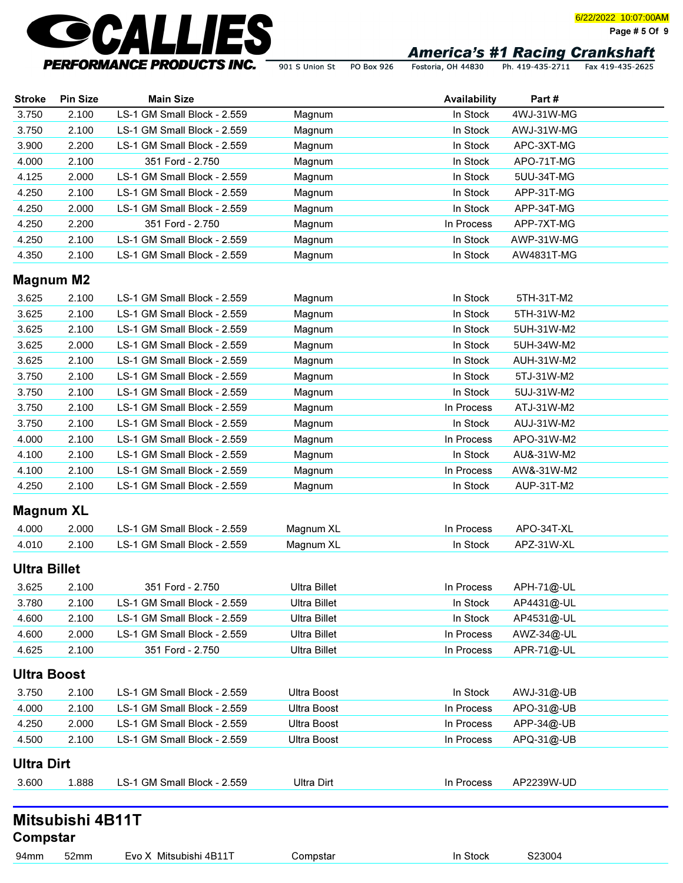| Stroke | Pin Size | Main Size | | Availability | Part # |
|---|---|---|---|---|---|
| 3.750 | 2.100 | LS-1 GM Small Block - 2.559 | Magnum | In Stock | 4WJ-31W-MG |
| 3.750 | 2.100 | LS-1 GM Small Block - 2.559 | Magnum | In Stock | AWJ-31W-MG |
| 3.900 | 2.200 | LS-1 GM Small Block - 2.559 | Magnum | In Stock | APC-3XT-MG |
| 4.000 | 2.100 | 351 Ford - 2.750 | Magnum | In Stock | APO-71T-MG |
| 4.125 | 2.000 | LS-1 GM Small Block - 2.559 | Magnum | In Stock | 5UU-34T-MG |
| 4.250 | 2.100 | LS-1 GM Small Block - 2.559 | Magnum | In Stock | APP-31T-MG |
| 4.250 | 2.000 | LS-1 GM Small Block - 2.559 | Magnum | In Stock | APP-34T-MG |
| 4.250 | 2.200 | 351 Ford - 2.750 | Magnum | In Process | APP-7XT-MG |
| 4.250 | 2.100 | LS-1 GM Small Block - 2.559 | Magnum | In Stock | AWP-31W-MG |
| 4.350 | 2.100 | LS-1 GM Small Block - 2.559 | Magnum | In Stock | AW4831T-MG |

### Magnum M2

| Stroke | Pin Size | Main Size | | Availability | Part # |
|---|---|---|---|---|---|
| 3.625 | 2.100 | LS-1 GM Small Block - 2.559 | Magnum | In Stock | 5TH-31T-M2 |
| 3.625 | 2.100 | LS-1 GM Small Block - 2.559 | Magnum | In Stock | 5TH-31W-M2 |
| 3.625 | 2.100 | LS-1 GM Small Block - 2.559 | Magnum | In Stock | 5UH-31W-M2 |
| 3.625 | 2.000 | LS-1 GM Small Block - 2.559 | Magnum | In Stock | 5UH-34W-M2 |
| 3.625 | 2.100 | LS-1 GM Small Block - 2.559 | Magnum | In Stock | AUH-31W-M2 |
| 3.750 | 2.100 | LS-1 GM Small Block - 2.559 | Magnum | In Stock | 5TJ-31W-M2 |
| 3.750 | 2.100 | LS-1 GM Small Block - 2.559 | Magnum | In Stock | 5UJ-31W-M2 |
| 3.750 | 2.100 | LS-1 GM Small Block - 2.559 | Magnum | In Process | ATJ-31W-M2 |
| 3.750 | 2.100 | LS-1 GM Small Block - 2.559 | Magnum | In Stock | AUJ-31W-M2 |
| 4.000 | 2.100 | LS-1 GM Small Block - 2.559 | Magnum | In Process | APO-31W-M2 |
| 4.100 | 2.100 | LS-1 GM Small Block - 2.559 | Magnum | In Stock | AU&-31W-M2 |
| 4.100 | 2.100 | LS-1 GM Small Block - 2.559 | Magnum | In Process | AW&-31W-M2 |
| 4.250 | 2.100 | LS-1 GM Small Block - 2.559 | Magnum | In Stock | AUP-31T-M2 |

### Magnum XL

| Stroke | Pin Size | Main Size | | Availability | Part # |
|---|---|---|---|---|---|
| 4.000 | 2.000 | LS-1 GM Small Block - 2.559 | Magnum XL | In Process | APO-34T-XL |
| 4.010 | 2.100 | LS-1 GM Small Block - 2.559 | Magnum XL | In Stock | APZ-31W-XL |

### Ultra Billet

| Stroke | Pin Size | Main Size | | Availability | Part # |
|---|---|---|---|---|---|
| 3.625 | 2.100 | 351 Ford - 2.750 | Ultra Billet | In Process | APH-71@-UL |
| 3.780 | 2.100 | LS-1 GM Small Block - 2.559 | Ultra Billet | In Stock | AP4431@-UL |
| 4.600 | 2.100 | LS-1 GM Small Block - 2.559 | Ultra Billet | In Stock | AP4531@-UL |
| 4.600 | 2.000 | LS-1 GM Small Block - 2.559 | Ultra Billet | In Process | AWZ-34@-UL |
| 4.625 | 2.100 | 351 Ford - 2.750 | Ultra Billet | In Process | APR-71@-UL |

### Ultra Boost

| Stroke | Pin Size | Main Size | | Availability | Part # |
|---|---|---|---|---|---|
| 3.750 | 2.100 | LS-1 GM Small Block - 2.559 | Ultra Boost | In Stock | AWJ-31@-UB |
| 4.000 | 2.100 | LS-1 GM Small Block - 2.559 | Ultra Boost | In Process | APO-31@-UB |
| 4.250 | 2.000 | LS-1 GM Small Block - 2.559 | Ultra Boost | In Process | APP-34@-UB |
| 4.500 | 2.100 | LS-1 GM Small Block - 2.559 | Ultra Boost | In Process | APQ-31@-UB |

### Ultra Dirt

| Stroke | Pin Size | Main Size | | Availability | Part # |
|---|---|---|---|---|---|
| 3.600 | 1.888 | LS-1 GM Small Block - 2.559 | Ultra Dirt | In Process | AP2239W-UD |

## Mitsubishi 4B11T

### Compstar

| Stroke | Pin Size | Main Size | | Availability | Part # |
|---|---|---|---|---|---|
| 94mm | 52mm | Evo X Mitsubishi 4B11T | Compstar | In Stock | S23004 |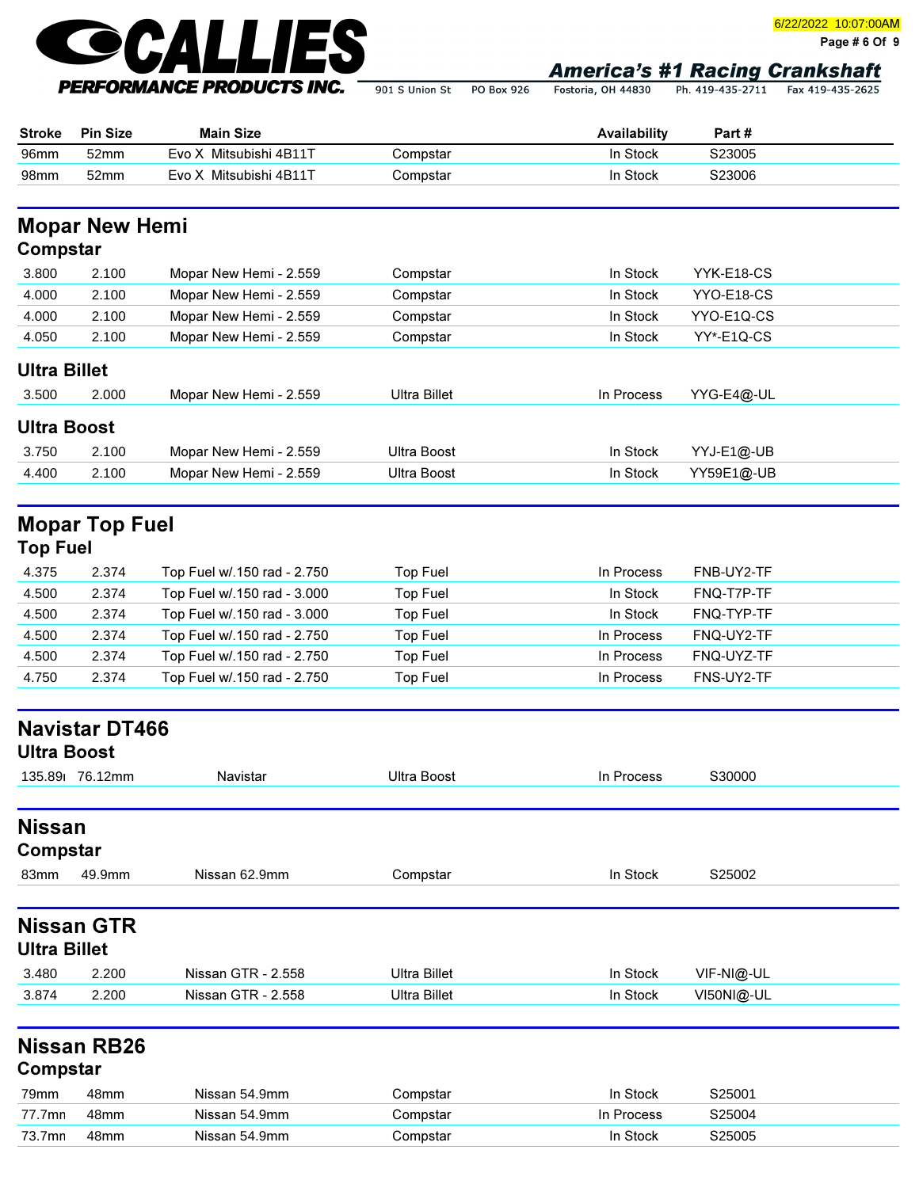| Stroke | Pin Size | Main Size | | Availability | Part # |
|---|---|---|---|---|---|
| 96mm | 52mm | Evo X Mitsubishi 4B11T | Compstar | In Stock | S23005 |
| 98mm | 52mm | Evo X Mitsubishi 4B11T | Compstar | In Stock | S23006 |

## Mopar New Hemi

### Compstar

| Stroke | Pin Size | Main Size | | Availability | Part # |
|---|---|---|---|---|---|
| 3.800 | 2.100 | Mopar New Hemi - 2.559 | Compstar | In Stock | YYK-E18-CS |
| 4.000 | 2.100 | Mopar New Hemi - 2.559 | Compstar | In Stock | YYO-E18-CS |
| 4.000 | 2.100 | Mopar New Hemi - 2.559 | Compstar | In Stock | YYO-E1Q-CS |
| 4.050 | 2.100 | Mopar New Hemi - 2.559 | Compstar | In Stock | YY*-E1Q-CS |

### Ultra Billet

| Stroke | Pin Size | Main Size | | Availability | Part # |
|---|---|---|---|---|---|
| 3.500 | 2.000 | Mopar New Hemi - 2.559 | Ultra Billet | In Process | YYG-E4@-UL |

### Ultra Boost

| Stroke | Pin Size | Main Size | | Availability | Part # |
|---|---|---|---|---|---|
| 3.750 | 2.100 | Mopar New Hemi - 2.559 | Ultra Boost | In Stock | YYJ-E1@-UB |
| 4.400 | 2.100 | Mopar New Hemi - 2.559 | Ultra Boost | In Stock | YY59E1@-UB |

## Mopar Top Fuel

### Top Fuel

| Stroke | Pin Size | Main Size | | Availability | Part # |
|---|---|---|---|---|---|
| 4.375 | 2.374 | Top Fuel w/.150 rad - 2.750 | Top Fuel | In Process | FNB-UY2-TF |
| 4.500 | 2.374 | Top Fuel w/.150 rad - 3.000 | Top Fuel | In Stock | FNQ-T7P-TF |
| 4.500 | 2.374 | Top Fuel w/.150 rad - 3.000 | Top Fuel | In Stock | FNQ-TYP-TF |
| 4.500 | 2.374 | Top Fuel w/.150 rad - 2.750 | Top Fuel | In Process | FNQ-UY2-TF |
| 4.500 | 2.374 | Top Fuel w/.150 rad - 2.750 | Top Fuel | In Process | FNQ-UYZ-TF |
| 4.750 | 2.374 | Top Fuel w/.150 rad - 2.750 | Top Fuel | In Process | FNS-UY2-TF |

## Navistar DT466

### Ultra Boost

| Stroke | Pin Size | Main Size | | Availability | Part # |
|---|---|---|---|---|---|
| 135.89 | 76.12mm | Navistar | Ultra Boost | In Process | S30000 |

## Nissan

### Compstar

| Stroke | Pin Size | Main Size | | Availability | Part # |
|---|---|---|---|---|---|
| 83mm | 49.9mm | Nissan 62.9mm | Compstar | In Stock | S25002 |

## Nissan GTR

### Ultra Billet

| Stroke | Pin Size | Main Size | | Availability | Part # |
|---|---|---|---|---|---|
| 3.480 | 2.200 | Nissan GTR - 2.558 | Ultra Billet | In Stock | VIF-NI@-UL |
| 3.874 | 2.200 | Nissan GTR - 2.558 | Ultra Billet | In Stock | VI50NI@-UL |

## Nissan RB26

### Compstar

| Stroke | Pin Size | Main Size | | Availability | Part # |
|---|---|---|---|---|---|
| 79mm | 48mm | Nissan 54.9mm | Compstar | In Stock | S25001 |
| 77.7mm | 48mm | Nissan 54.9mm | Compstar | In Process | S25004 |
| 73.7mm | 48mm | Nissan 54.9mm | Compstar | In Stock | S25005 |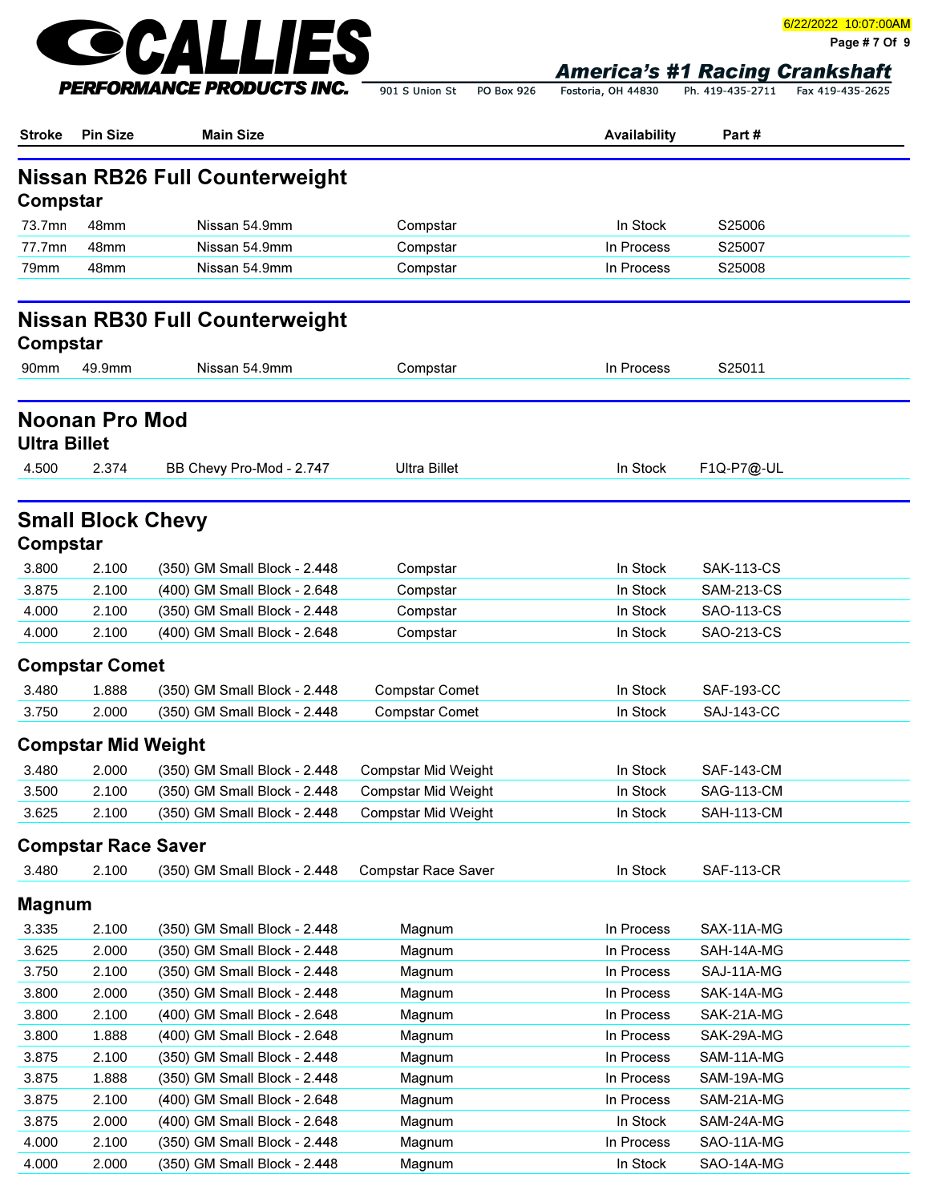| Stroke | Pin Size | Main Size | | Availability | Part # |
|---|---|---|---|---|---|

## Nissan RB26 Full Counterweight

### Compstar

| Stroke | Pin Size | Main Size | | Availability | Part # |
|---|---|---|---|---|---|
| 73.7mm | 48mm | Nissan 54.9mm | Compstar | In Stock | S25006 |
| 77.7mm | 48mm | Nissan 54.9mm | Compstar | In Process | S25007 |
| 79mm | 48mm | Nissan 54.9mm | Compstar | In Process | S25008 |

## Nissan RB30 Full Counterweight

### Compstar

| Stroke | Pin Size | Main Size | | Availability | Part # |
|---|---|---|---|---|---|
| 90mm | 49.9mm | Nissan 54.9mm | Compstar | In Process | S25011 |

## Noonan Pro Mod

### Ultra Billet

| Stroke | Pin Size | Main Size | | Availability | Part # |
|---|---|---|---|---|---|
| 4.500 | 2.374 | BB Chevy Pro-Mod - 2.747 | Ultra Billet | In Stock | F1Q-P7@-UL |

## Small Block Chevy

### Compstar

| Stroke | Pin Size | Main Size | | Availability | Part # |
|---|---|---|---|---|---|
| 3.800 | 2.100 | (350) GM Small Block - 2.448 | Compstar | In Stock | SAK-113-CS |
| 3.875 | 2.100 | (400) GM Small Block - 2.648 | Compstar | In Stock | SAM-213-CS |
| 4.000 | 2.100 | (350) GM Small Block - 2.448 | Compstar | In Stock | SAO-113-CS |
| 4.000 | 2.100 | (400) GM Small Block - 2.648 | Compstar | In Stock | SAO-213-CS |

### Compstar Comet

| Stroke | Pin Size | Main Size | | Availability | Part # |
|---|---|---|---|---|---|
| 3.480 | 1.888 | (350) GM Small Block - 2.448 | Compstar Comet | In Stock | SAF-193-CC |
| 3.750 | 2.000 | (350) GM Small Block - 2.448 | Compstar Comet | In Stock | SAJ-143-CC |

### Compstar Mid Weight

| Stroke | Pin Size | Main Size | | Availability | Part # |
|---|---|---|---|---|---|
| 3.480 | 2.000 | (350) GM Small Block - 2.448 | Compstar Mid Weight | In Stock | SAF-143-CM |
| 3.500 | 2.100 | (350) GM Small Block - 2.448 | Compstar Mid Weight | In Stock | SAG-113-CM |
| 3.625 | 2.100 | (350) GM Small Block - 2.448 | Compstar Mid Weight | In Stock | SAH-113-CM |

### Compstar Race Saver

| Stroke | Pin Size | Main Size | | Availability | Part # |
|---|---|---|---|---|---|
| 3.480 | 2.100 | (350) GM Small Block - 2.448 | Compstar Race Saver | In Stock | SAF-113-CR |

### Magnum

| Stroke | Pin Size | Main Size | | Availability | Part # |
|---|---|---|---|---|---|
| 3.335 | 2.100 | (350) GM Small Block - 2.448 | Magnum | In Process | SAX-11A-MG |
| 3.625 | 2.000 | (350) GM Small Block - 2.448 | Magnum | In Process | SAH-14A-MG |
| 3.750 | 2.100 | (350) GM Small Block - 2.448 | Magnum | In Process | SAJ-11A-MG |
| 3.800 | 2.000 | (350) GM Small Block - 2.448 | Magnum | In Process | SAK-14A-MG |
| 3.800 | 2.100 | (400) GM Small Block - 2.648 | Magnum | In Process | SAK-21A-MG |
| 3.800 | 1.888 | (400) GM Small Block - 2.648 | Magnum | In Process | SAK-29A-MG |
| 3.875 | 2.100 | (350) GM Small Block - 2.448 | Magnum | In Process | SAM-11A-MG |
| 3.875 | 1.888 | (350) GM Small Block - 2.448 | Magnum | In Process | SAM-19A-MG |
| 3.875 | 2.100 | (400) GM Small Block - 2.648 | Magnum | In Process | SAM-21A-MG |
| 3.875 | 2.000 | (400) GM Small Block - 2.648 | Magnum | In Stock | SAM-24A-MG |
| 4.000 | 2.100 | (350) GM Small Block - 2.448 | Magnum | In Process | SAO-11A-MG |
| 4.000 | 2.000 | (350) GM Small Block - 2.448 | Magnum | In Stock | SAO-14A-MG |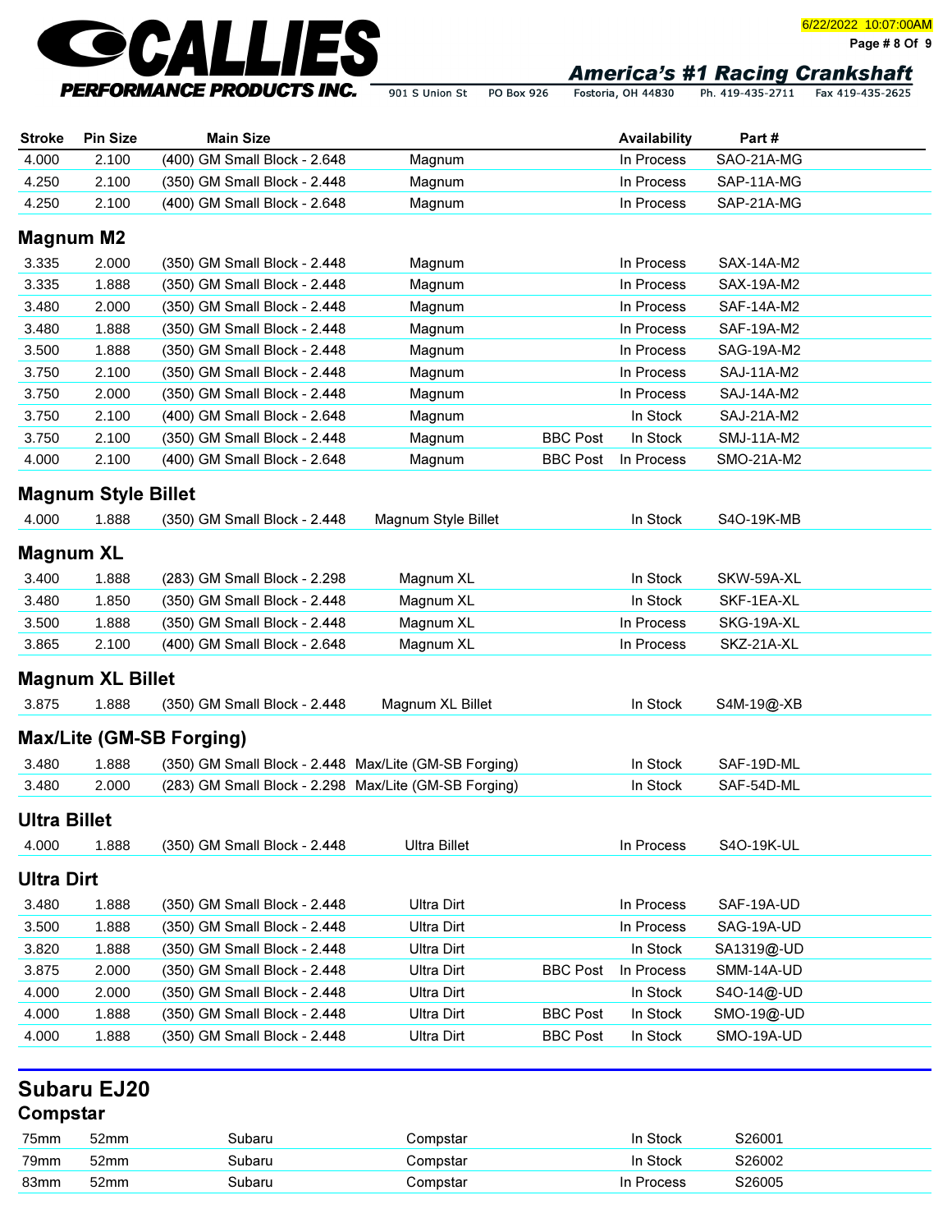| Stroke | Pin Size | Main Size | | | Availability | Part # |
|---|---|---|---|---|---|---|
| 4.000 | 2.100 | (400) GM Small Block - 2.648 | Magnum | | In Process | SAO-21A-MG |
| 4.250 | 2.100 | (350) GM Small Block - 2.448 | Magnum | | In Process | SAP-11A-MG |
| 4.250 | 2.100 | (400) GM Small Block - 2.648 | Magnum | | In Process | SAP-21A-MG |

## Magnum M2

| Stroke | Pin Size | Main Size | | | Availability | Part # |
|---|---|---|---|---|---|---|
| 3.335 | 2.000 | (350) GM Small Block - 2.448 | Magnum | | In Process | SAX-14A-M2 |
| 3.335 | 1.888 | (350) GM Small Block - 2.448 | Magnum | | In Process | SAX-19A-M2 |
| 3.480 | 2.000 | (350) GM Small Block - 2.448 | Magnum | | In Process | SAF-14A-M2 |
| 3.480 | 1.888 | (350) GM Small Block - 2.448 | Magnum | | In Process | SAF-19A-M2 |
| 3.500 | 1.888 | (350) GM Small Block - 2.448 | Magnum | | In Process | SAG-19A-M2 |
| 3.750 | 2.100 | (350) GM Small Block - 2.448 | Magnum | | In Process | SAJ-11A-M2 |
| 3.750 | 2.000 | (350) GM Small Block - 2.448 | Magnum | | In Process | SAJ-14A-M2 |
| 3.750 | 2.100 | (400) GM Small Block - 2.648 | Magnum | | In Stock | SAJ-21A-M2 |
| 3.750 | 2.100 | (350) GM Small Block - 2.448 | Magnum | BBC Post | In Stock | SMJ-11A-M2 |
| 4.000 | 2.100 | (400) GM Small Block - 2.648 | Magnum | BBC Post | In Process | SMO-21A-M2 |

## Magnum Style Billet

| Stroke | Pin Size | Main Size | | | Availability | Part # |
|---|---|---|---|---|---|---|
| 4.000 | 1.888 | (350) GM Small Block - 2.448 | Magnum Style Billet | | In Stock | S4O-19K-MB |

## Magnum XL

| Stroke | Pin Size | Main Size | | | Availability | Part # |
|---|---|---|---|---|---|---|
| 3.400 | 1.888 | (283) GM Small Block - 2.298 | Magnum XL | | In Stock | SKW-59A-XL |
| 3.480 | 1.850 | (350) GM Small Block - 2.448 | Magnum XL | | In Stock | SKF-1EA-XL |
| 3.500 | 1.888 | (350) GM Small Block - 2.448 | Magnum XL | | In Process | SKG-19A-XL |
| 3.865 | 2.100 | (400) GM Small Block - 2.648 | Magnum XL | | In Process | SKZ-21A-XL |

## Magnum XL Billet

| Stroke | Pin Size | Main Size | | | Availability | Part # |
|---|---|---|---|---|---|---|
| 3.875 | 1.888 | (350) GM Small Block - 2.448 | Magnum XL Billet | | In Stock | S4M-19@-XB |

## Max/Lite (GM-SB Forging)

| Stroke | Pin Size | Main Size | | | Availability | Part # |
|---|---|---|---|---|---|---|
| 3.480 | 1.888 | (350) GM Small Block - 2.448 | Max/Lite (GM-SB Forging) | | In Stock | SAF-19D-ML |
| 3.480 | 2.000 | (283) GM Small Block - 2.298 | Max/Lite (GM-SB Forging) | | In Stock | SAF-54D-ML |

## Ultra Billet

| Stroke | Pin Size | Main Size | | | Availability | Part # |
|---|---|---|---|---|---|---|
| 4.000 | 1.888 | (350) GM Small Block - 2.448 | Ultra Billet | | In Process | S4O-19K-UL |

## Ultra Dirt

| Stroke | Pin Size | Main Size | | | Availability | Part # |
|---|---|---|---|---|---|---|
| 3.480 | 1.888 | (350) GM Small Block - 2.448 | Ultra Dirt | | In Process | SAF-19A-UD |
| 3.500 | 1.888 | (350) GM Small Block - 2.448 | Ultra Dirt | | In Process | SAG-19A-UD |
| 3.820 | 1.888 | (350) GM Small Block - 2.448 | Ultra Dirt | | In Stock | SA1319@-UD |
| 3.875 | 2.000 | (350) GM Small Block - 2.448 | Ultra Dirt | BBC Post | In Process | SMM-14A-UD |
| 4.000 | 2.000 | (350) GM Small Block - 2.448 | Ultra Dirt | | In Stock | S4O-14@-UD |
| 4.000 | 1.888 | (350) GM Small Block - 2.448 | Ultra Dirt | BBC Post | In Stock | SMO-19@-UD |
| 4.000 | 1.888 | (350) GM Small Block - 2.448 | Ultra Dirt | BBC Post | In Stock | SMO-19A-UD |

# Subaru EJ20

## Compstar

| Stroke | Pin Size | Main Size | | | Availability | Part # |
|---|---|---|---|---|---|---|
| 75mm | 52mm | Subaru | Compstar | | In Stock | S26001 |
| 79mm | 52mm | Subaru | Compstar | | In Stock | S26002 |
| 83mm | 52mm | Subaru | Compstar | | In Process | S26005 |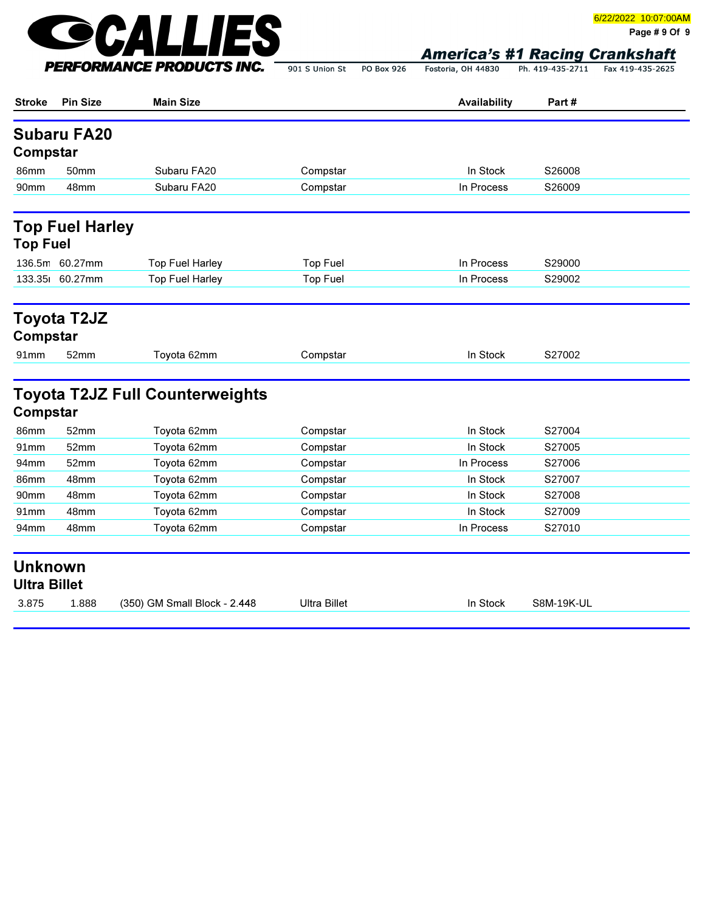| Stroke | Pin Size | Main Size | | Availability | Part # |
|---|---|---|---|---|---|

## Subaru FA20

### Compstar

| Stroke | Pin Size | Main Size | | Availability | Part # |
|---|---|---|---|---|---|
| 86mm | 50mm | Subaru FA20 | Compstar | In Stock | S26008 |
| 90mm | 48mm | Subaru FA20 | Compstar | In Process | S26009 |

## Top Fuel Harley

### Top Fuel

| Stroke | Pin Size | Main Size | | Availability | Part # |
|---|---|---|---|---|---|
| 136.5m | 60.27mm | Top Fuel Harley | Top Fuel | In Process | S29000 |
| 133.35ı | 60.27mm | Top Fuel Harley | Top Fuel | In Process | S29002 |

## Toyota T2JZ

### Compstar

| Stroke | Pin Size | Main Size | | Availability | Part # |
|---|---|---|---|---|---|
| 91mm | 52mm | Toyota 62mm | Compstar | In Stock | S27002 |

## Toyota T2JZ Full Counterweights

### Compstar

| Stroke | Pin Size | Main Size | | Availability | Part # |
|---|---|---|---|---|---|
| 86mm | 52mm | Toyota 62mm | Compstar | In Stock | S27004 |
| 91mm | 52mm | Toyota 62mm | Compstar | In Stock | S27005 |
| 94mm | 52mm | Toyota 62mm | Compstar | In Process | S27006 |
| 86mm | 48mm | Toyota 62mm | Compstar | In Stock | S27007 |
| 90mm | 48mm | Toyota 62mm | Compstar | In Stock | S27008 |
| 91mm | 48mm | Toyota 62mm | Compstar | In Stock | S27009 |
| 94mm | 48mm | Toyota 62mm | Compstar | In Process | S27010 |

## Unknown

### Ultra Billet

| Stroke | Pin Size | Main Size | | Availability | Part # |
|---|---|---|---|---|---|
| 3.875 | 1.888 | (350) GM Small Block - 2.448 | Ultra Billet | In Stock | S8M-19K-UL |